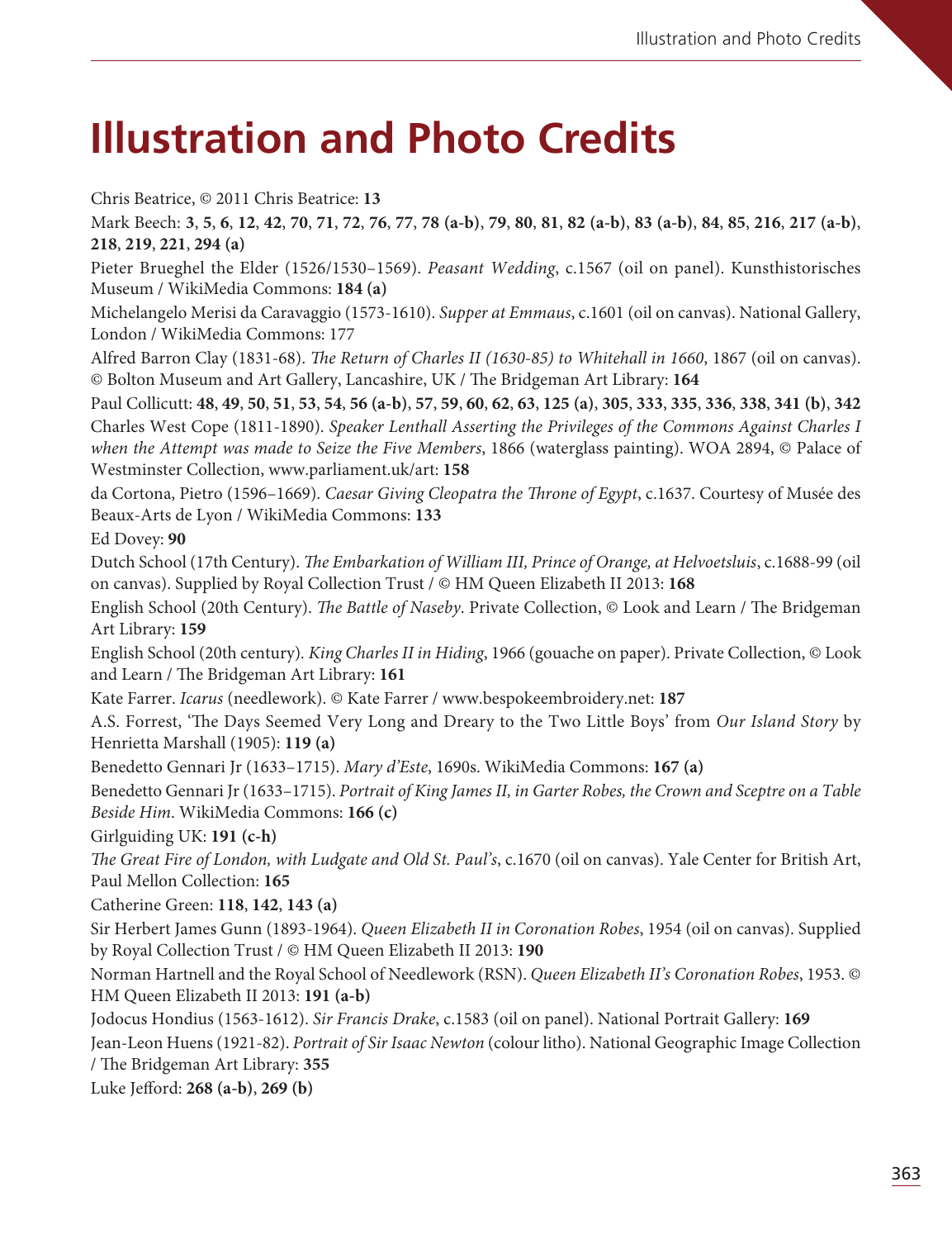# Illustration and Photo Credits

Chris Beatrice, © 2011 Chris Beatrice: **13**

Mark Beech: **3**, **5**, **6**, **12**, **42**, **70**, **71**, **72**, **76**, **77**, **78 (a-b)**, **79**, **80**, **81**, **82 (a-b)**, **83 (a-b)**, **84**, **85**, **216**, **217 (a-b)**, **218**, **219**, **221**, **294 (a)**

Pieter Brueghel the Elder (1526/1530–1569). *Peasant Wedding*, c.1567 (oil on panel). Kunsthistorisches Museum / WikiMedia Commons: **184 (a)**

Michelangelo Merisi da Caravaggio (1573-1610). *Supper at Emmaus*, c.1601 (oil on canvas). National Gallery, London / WikiMedia Commons: 177

Alfred Barron Clay (1831-68). *The Return of Charles II (1630-85) to Whitehall in 1660*, 1867 (oil on canvas). © Bolton Museum and Art Gallery, Lancashire, UK / The Bridgeman Art Library: **164**

Paul Collicutt: **48**, **49**, **50**, **51**, **53**, **54**, **56 (a-b)**, **57**, **59**, **60**, **62**, **63**, **125 (a)**, **305**, **333**, **335**, **336**, **338**, **341 (b)**, **342**

Charles West Cope (1811-1890). *Speaker Lenthall Asserting the Privileges of the Commons Against Charles I when the Attempt was made to Seize the Five Members*, 1866 (waterglass painting). WOA 2894, © Palace of Westminster Collection, www.parliament.uk/art: **158**

da Cortona, Pietro (1596–1669). *Caesar Giving Cleopatra the Throne of Egypt*, c.1637. Courtesy of Musée des Beaux-Arts de Lyon / WikiMedia Commons: **133**

Ed Dovey: **90**

Dutch School (17th Century). *The Embarkation of William III, Prince of Orange, at Helvoetsluis*, c.1688-99 (oil on canvas). Supplied by Royal Collection Trust / © HM Queen Elizabeth II 2013: **168**

English School (20th Century). *The Battle of Naseby*. Private Collection, © Look and Learn / The Bridgeman Art Library: **159**

English School (20th century). *King Charles II in Hiding*, 1966 (gouache on paper). Private Collection, © Look and Learn / The Bridgeman Art Library: **161**

Kate Farrer. *Icarus* (needlework). © Kate Farrer / www.bespokeembroidery.net: **187**

A.S. Forrest, 'The Days Seemed Very Long and Dreary to the Two Little Boys' from *Our Island Story* by Henrietta Marshall (1905): **119 (a)**

Benedetto Gennari Jr (1633–1715). *Mary d'Este*, 1690s. WikiMedia Commons: **167 (a)**

Benedetto Gennari Jr (1633–1715). *Portrait of King James II, in Garter Robes, the Crown and Sceptre on a Table Beside Him*. WikiMedia Commons: **166 (c)**

Girlguiding UK: **191 (c-h)**

*The Great Fire of London, with Ludgate and Old St. Paul's*, c.1670 (oil on canvas). Yale Center for British Art, Paul Mellon Collection: **165**

Catherine Green: **118**, **142**, **143 (a)**

Sir Herbert James Gunn (1893-1964). *Queen Elizabeth II in Coronation Robes*, 1954 (oil on canvas). Supplied by Royal Collection Trust / © HM Queen Elizabeth II 2013: **190**

Norman Hartnell and the Royal School of Needlework (RSN). *Queen Elizabeth II's Coronation Robes*, 1953. © HM Queen Elizabeth II 2013: **191 (a-b)**

Jodocus Hondius (1563-1612). *Sir Francis Drake*, c.1583 (oil on panel). National Portrait Gallery: **169**

Jean-Leon Huens (1921-82). *Portrait of Sir Isaac Newton* (colour litho). National Geographic Image Collection / The Bridgeman Art Library: **355**

Luke Jefford: **268 (a-b)**, **269 (b)**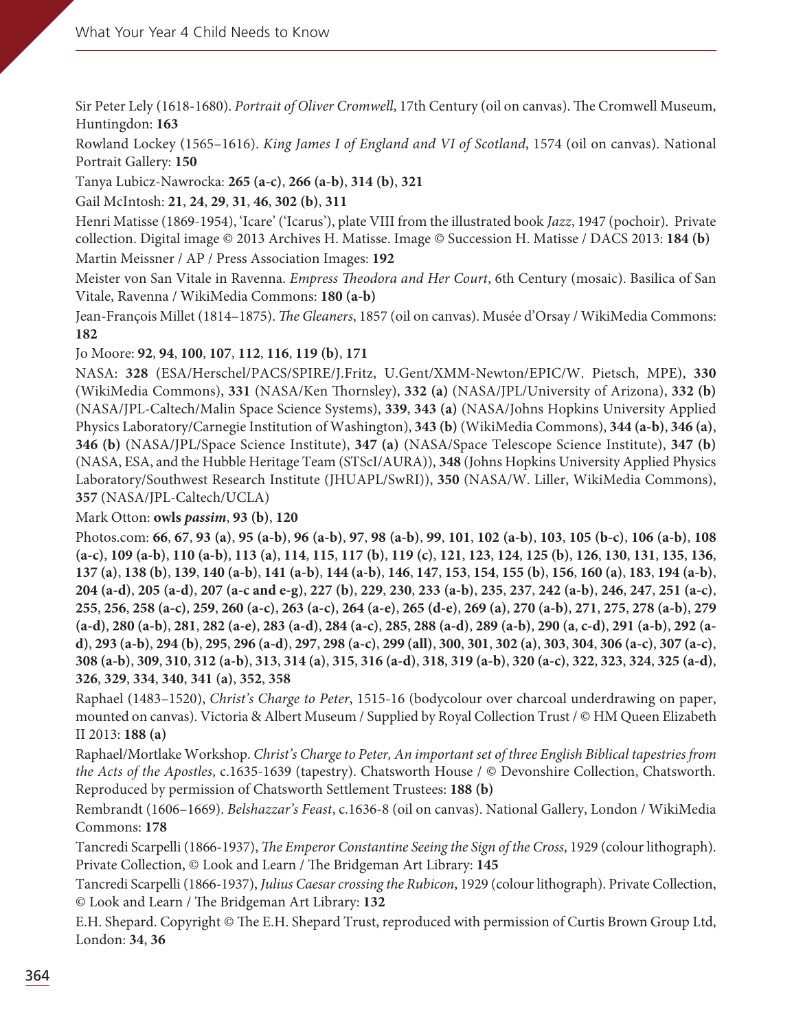Sir Peter Lely (1618-1680). *Portrait of Oliver Cromwell*, 17th Century (oil on canvas). The Cromwell Museum, Huntingdon: **163**

Rowland Lockey (1565–1616). *King James I of England and VI of Scotland*, 1574 (oil on canvas). National Portrait Gallery: **150**

Tanya Lubicz-Nawrocka: **265 (a-c)**, **266 (a-b)**, **314 (b)**, **321**

Gail McIntosh: **21**, **24**, **29**, **31**, **46**, **302 (b)**, **311**

Henri Matisse (1869-1954), 'Icare' ('Icarus'), plate VIII from the illustrated book *Jazz*, 1947 (pochoir). Private collection. Digital image © 2013 Archives H. Matisse. Image © Succession H. Matisse / DACS 2013: **184 (b)**

Martin Meissner / AP / Press Association Images: **192**

Meister von San Vitale in Ravenna. *Empress Theodora and Her Court*, 6th Century (mosaic). Basilica of San Vitale, Ravenna / WikiMedia Commons: **180 (a-b)**

Jean-François Millet (1814–1875). *The Gleaners*, 1857 (oil on canvas). Musée d'Orsay / WikiMedia Commons: **182**

Jo Moore: **92**, **94**, **100**, **107**, **112**, **116**, **119 (b)**, **171**

NASA: **328** (ESA/Herschel/PACS/SPIRE/J.Fritz, U.Gent/XMM-Newton/EPIC/W. Pietsch, MPE), **330** (WikiMedia Commons), **331** (NASA/Ken Thornsley), **332 (a)** (NASA/JPL/University of Arizona), **332 (b)** (NASA/JPL-Caltech/Malin Space Science Systems), **339**, **343 (a)** (NASA/Johns Hopkins University Applied Physics Laboratory/Carnegie Institution of Washington), **343 (b)** (WikiMedia Commons), **344 (a-b)**, **346 (a)**, **346 (b)** (NASA/JPL/Space Science Institute), **347 (a)** (NASA/Space Telescope Science Institute), **347 (b)** (NASA, ESA, and the Hubble Heritage Team (STScI/AURA)), **348** (Johns Hopkins University Applied Physics Laboratory/Southwest Research Institute (JHUAPL/SwRI)), **350** (NASA/W. Liller, WikiMedia Commons), **357** (NASA/JPL-Caltech/UCLA)

Mark Otton: **owls *passim***, **93 (b)**, **120**

Photos.com: **66**, **67**, **93 (a)**, **95 (a-b)**, **96 (a-b)**, **97**, **98 (a-b)**, **99**, **101**, **102 (a-b)**, **103**, **105 (b-c)**, **106 (a-b)**, **108 (a-c)**, **109 (a-b)**, **110 (a-b)**, **113 (a)**, **114**, **115**, **117 (b)**, **119 (c)**, **121**, **123**, **124**, **125 (b)**, **126**, **130**, **131**, **135**, **136**, **137 (a)**, **138 (b)**, **139**, **140 (a-b)**, **141 (a-b)**, **144 (a-b)**, **146**, **147**, **153**, **154**, **155 (b)**, **156**, **160 (a)**, **183**, **194 (a-b)**, **204 (a-d)**, **205 (a-d)**, **207 (a-c and e-g)**, **227 (b)**, **229**, **230**, **233 (a-b)**, **235**, **237**, **242 (a-b)**, **246**, **247**, **251 (a-c)**, **255**, **256**, **258 (a-c)**, **259**, **260 (a-c)**, **263 (a-c)**, **264 (a-e)**, **265 (d-e)**, **269 (a)**, **270 (a-b)**, **271**, **275**, **278 (a-b)**, **279 (a-d)**, **280 (a-b)**, **281**, **282 (a-e)**, **283 (a-d)**, **284 (a-c)**, **285**, **288 (a-d)**, **289 (a-b)**, **290 (a, c-d)**, **291 (a-b)**, **292 (a-d)**, **293 (a-b)**, **294 (b)**, **295**, **296 (a-d)**, **297**, **298 (a-c)**, **299 (all)**, **300**, **301**, **302 (a)**, **303**, **304**, **306 (a-c)**, **307 (a-c)**, **308 (a-b)**, **309**, **310**, **312 (a-b)**, **313**, **314 (a)**, **315**, **316 (a-d)**, **318**, **319 (a-b)**, **320 (a-c)**, **322**, **323**, **324**, **325 (a-d)**, **326**, **329**, **334**, **340**, **341 (a)**, **352**, **358**

Raphael (1483–1520), *Christ's Charge to Peter*, 1515-16 (bodycolour over charcoal underdrawing on paper, mounted on canvas). Victoria & Albert Museum / Supplied by Royal Collection Trust / © HM Queen Elizabeth II 2013: **188 (a)**

Raphael/Mortlake Workshop. *Christ's Charge to Peter, An important set of three English Biblical tapestries from the Acts of the Apostles*, c.1635-1639 (tapestry). Chatsworth House / © Devonshire Collection, Chatsworth. Reproduced by permission of Chatsworth Settlement Trustees: **188 (b)**

Rembrandt (1606–1669). *Belshazzar's Feast*, c.1636-8 (oil on canvas). National Gallery, London / WikiMedia Commons: **178**

Tancredi Scarpelli (1866-1937), *The Emperor Constantine Seeing the Sign of the Cross*, 1929 (colour lithograph). Private Collection, © Look and Learn / The Bridgeman Art Library: **145**

Tancredi Scarpelli (1866-1937), *Julius Caesar crossing the Rubicon*, 1929 (colour lithograph). Private Collection, © Look and Learn / The Bridgeman Art Library: **132**

E.H. Shepard. Copyright © The E.H. Shepard Trust, reproduced with permission of Curtis Brown Group Ltd, London: **34**, **36**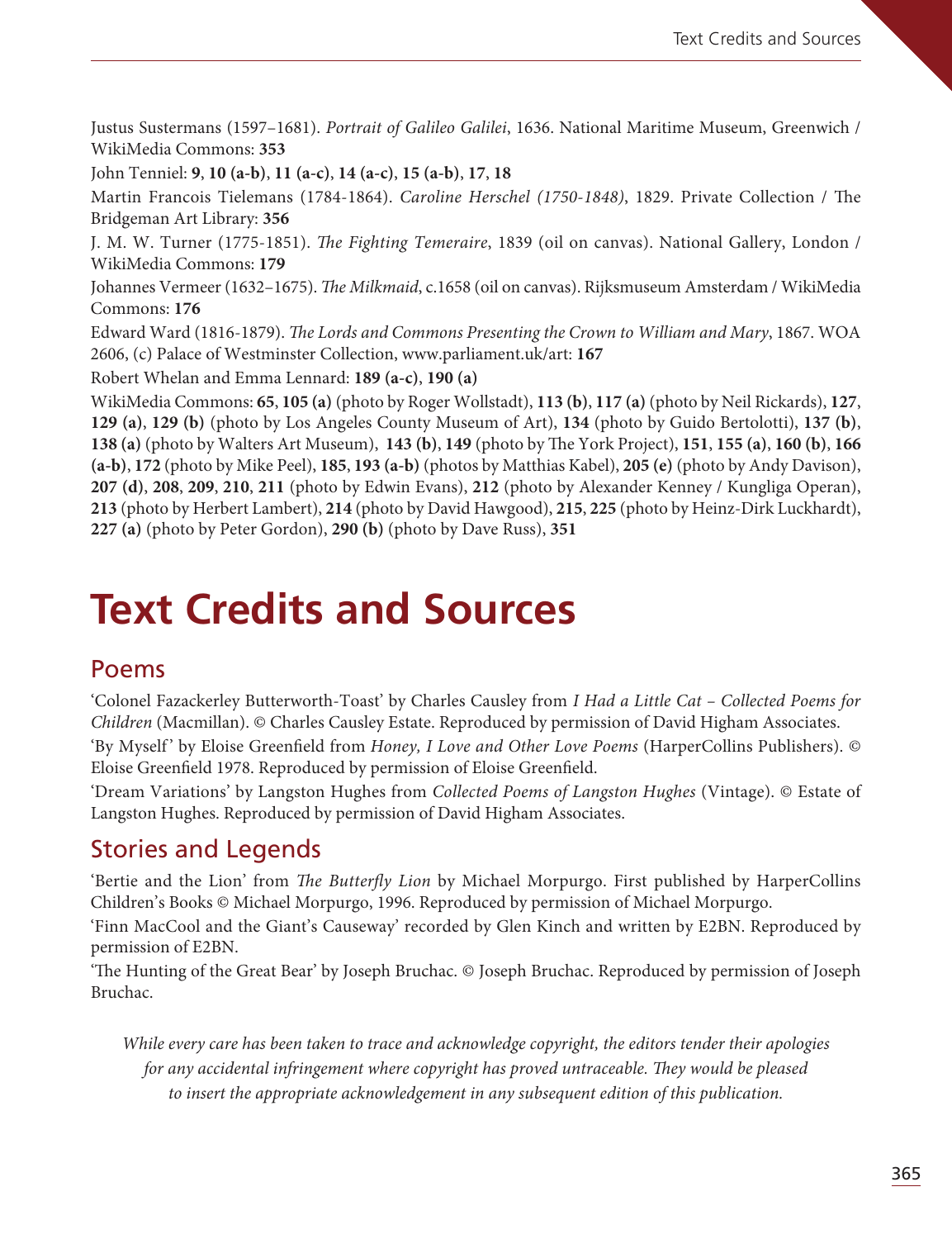Justus Sustermans (1597–1681). *Portrait of Galileo Galilei*, 1636. National Maritime Museum, Greenwich / WikiMedia Commons: **353**

John Tenniel: **9**, **10 (a-b)**, **11 (a-c)**, **14 (a-c)**, **15 (a-b)**, **17**, **18**

Martin Francois Tielemans (1784-1864). *Caroline Herschel (1750-1848)*, 1829. Private Collection / The Bridgeman Art Library: **356**

J. M. W. Turner (1775-1851). *The Fighting Temeraire*, 1839 (oil on canvas). National Gallery, London / WikiMedia Commons: **179**

Johannes Vermeer (1632–1675). *The Milkmaid*, c.1658 (oil on canvas). Rijksmuseum Amsterdam / WikiMedia Commons: **176**

Edward Ward (1816-1879). *The Lords and Commons Presenting the Crown to William and Mary*, 1867. WOA 2606, (c) Palace of Westminster Collection, www.parliament.uk/art: **167**

Robert Whelan and Emma Lennard: **189 (a-c)**, **190 (a)**

WikiMedia Commons: **65**, **105 (a)** (photo by Roger Wollstadt), **113 (b)**, **117 (a)** (photo by Neil Rickards), **127**, **129 (a)**, **129 (b)** (photo by Los Angeles County Museum of Art), **134** (photo by Guido Bertolotti), **137 (b)**, **138 (a)** (photo by Walters Art Museum), **143 (b)**, **149** (photo by The York Project), **151**, **155 (a)**, **160 (b)**, **166 (a-b)**, **172** (photo by Mike Peel), **185**, **193 (a-b)** (photos by Matthias Kabel), **205 (e)** (photo by Andy Davison), **207 (d)**, **208**, **209**, **210**, **211** (photo by Edwin Evans), **212** (photo by Alexander Kenney / Kungliga Operan), **213** (photo by Herbert Lambert), **214** (photo by David Hawgood), **215**, **225** (photo by Heinz-Dirk Luckhardt), **227 (a)** (photo by Peter Gordon), **290 (b)** (photo by Dave Russ), **351**

# Text Credits and Sources

## Poems

'Colonel Fazackerley Butterworth-Toast' by Charles Causley from *I Had a Little Cat – Collected Poems for Children* (Macmillan). © Charles Causley Estate. Reproduced by permission of David Higham Associates.

'By Myself' by Eloise Greenfield from *Honey, I Love and Other Love Poems* (HarperCollins Publishers). © Eloise Greenfield 1978. Reproduced by permission of Eloise Greenfield.

'Dream Variations' by Langston Hughes from *Collected Poems of Langston Hughes* (Vintage). © Estate of Langston Hughes. Reproduced by permission of David Higham Associates.

## Stories and Legends

'Bertie and the Lion' from *The Butterfly Lion* by Michael Morpurgo. First published by HarperCollins Children's Books © Michael Morpurgo, 1996. Reproduced by permission of Michael Morpurgo.

'Finn MacCool and the Giant's Causeway' recorded by Glen Kinch and written by E2BN. Reproduced by permission of E2BN.

'The Hunting of the Great Bear' by Joseph Bruchac. © Joseph Bruchac. Reproduced by permission of Joseph Bruchac.

*While every care has been taken to trace and acknowledge copyright, the editors tender their apologies for any accidental infringement where copyright has proved untraceable. They would be pleased to insert the appropriate acknowledgement in any subsequent edition of this publication.*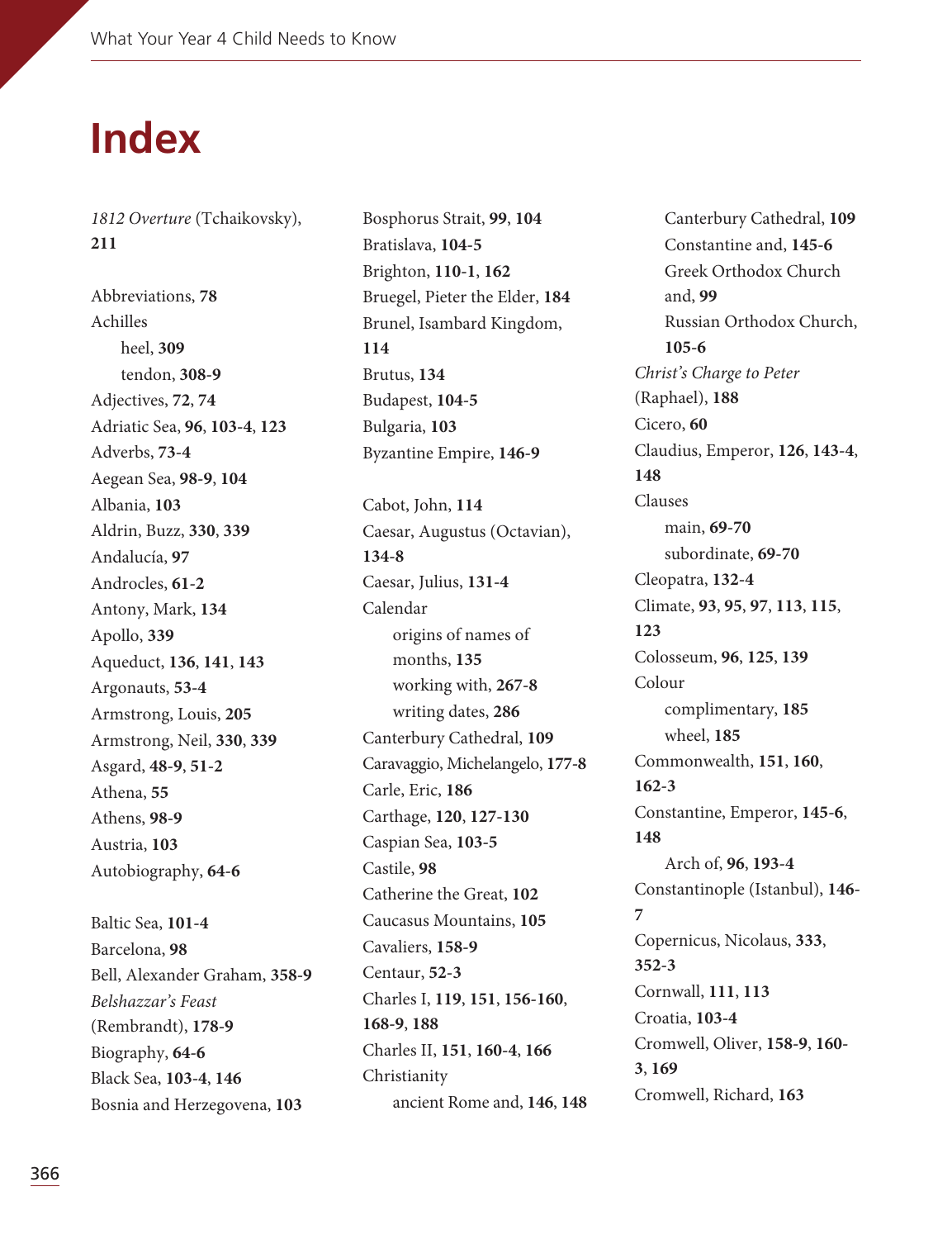# Index

*1812 Overture* (Tchaikovsky), **211**

Abbreviations, **78**
Achilles
- heel, **309**
- tendon, **308-9**

Adjectives, **72**, **74**
Adriatic Sea, **96**, **103-4**, **123**
Adverbs, **73-4**
Aegean Sea, **98-9**, **104**
Albania, **103**
Aldrin, Buzz, **330**, **339**
Andalucía, **97**
Androcles, **61-2**
Antony, Mark, **134**
Apollo, **339**
Aqueduct, **136**, **141**, **143**
Argonauts, **53-4**
Armstrong, Louis, **205**
Armstrong, Neil, **330**, **339**
Asgard, **48-9**, **51-2**
Athena, **55**
Athens, **98-9**
Austria, **103**
Autobiography, **64-6**

Baltic Sea, **101-4**
Barcelona, **98**
Bell, Alexander Graham, **358-9**
*Belshazzar's Feast* (Rembrandt), **178-9**
Biography, **64-6**
Black Sea, **103-4**, **146**
Bosnia and Herzegovena, **103**
Bosphorus Strait, **99**, **104**
Bratislava, **104-5**
Brighton, **110-1**, **162**
Bruegel, Pieter the Elder, **184**
Brunel, Isambard Kingdom, **114**
Brutus, **134**
Budapest, **104-5**
Bulgaria, **103**
Byzantine Empire, **146-9**

Cabot, John, **114**
Caesar, Augustus (Octavian), **134-8**
Caesar, Julius, **131-4**
Calendar
- origins of names of months, **135**
- working with, **267-8**
- writing dates, **286**

Canterbury Cathedral, **109**
Caravaggio, Michelangelo, **177-8**
Carle, Eric, **186**
Carthage, **120**, **127-130**
Caspian Sea, **103-5**
Castile, **98**
Catherine the Great, **102**
Caucasus Mountains, **105**
Cavaliers, **158-9**
Centaur, **52-3**
Charles I, **119**, **151**, **156-160**, **168-9**, **188**
Charles II, **151**, **160-4**, **166**
Christianity
- ancient Rome and, **146**, **148**
- Canterbury Cathedral, **109**
- Constantine and, **145-6**
- Greek Orthodox Church and, **99**
- Russian Orthodox Church, **105-6**

*Christ's Charge to Peter* (Raphael), **188**
Cicero, **60**
Claudius, Emperor, **126**, **143-4**, **148**
Clauses
- main, **69-70**
- subordinate, **69-70**

Cleopatra, **132-4**
Climate, **93**, **95**, **97**, **113**, **115**, **123**
Colosseum, **96**, **125**, **139**
Colour
- complimentary, **185**
- wheel, **185**

Commonwealth, **151**, **160**, **162-3**
Constantine, Emperor, **145-6**, **148**
- Arch of, **96**, **193-4**

Constantinople (Istanbul), **146-7**
Copernicus, Nicolaus, **333**, **352-3**
Cornwall, **111**, **113**
Croatia, **103-4**
Cromwell, Oliver, **158-9**, **160-3**, **169**
Cromwell, Richard, **163**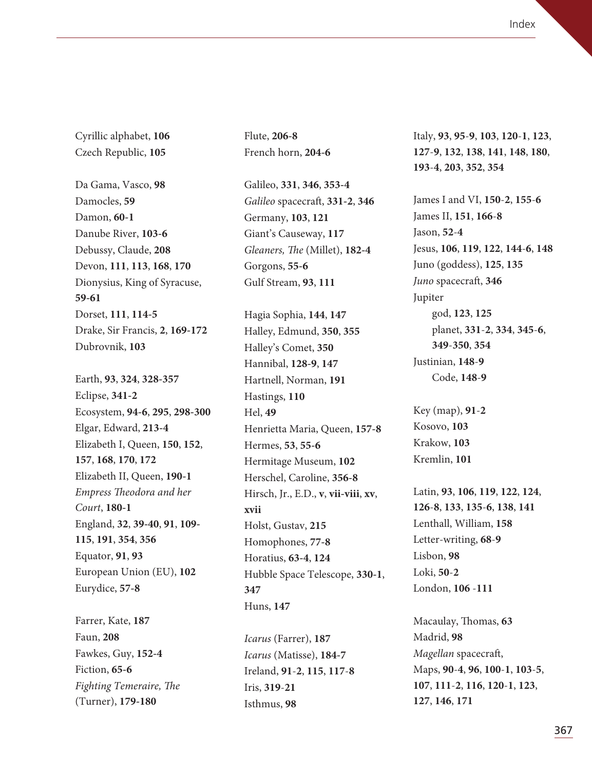Cyrillic alphabet, **106**
Czech Republic, **105**

Da Gama, Vasco, **98**
Damocles, **59**
Damon, **60-1**
Danube River, **103-6**
Debussy, Claude, **208**
Devon, **111**, **113**, **168**, **170**
Dionysius, King of Syracuse, **59-61**
Dorset, **111**, **114-5**
Drake, Sir Francis, **2**, **169-172**
Dubrovnik, **103**

Earth, **93**, **324**, **328-357**
Eclipse, **341-2**
Ecosystem, **94-6**, **295**, **298-300**
Elgar, Edward, **213-4**
Elizabeth I, Queen, **150**, **152**, **157**, **168**, **170**, **172**
Elizabeth II, Queen, **190-1**
*Empress Theodora and her Court*, **180-1**
England, **32**, **39-40**, **91**, **109-115**, **191**, **354**, **356**
Equator, **91**, **93**
European Union (EU), **102**
Eurydice, **57-8**

Farrer, Kate, **187**
Faun, **208**
Fawkes, Guy, **152-4**
Fiction, **65-6**
*Fighting Temeraire, The* (Turner), **179-180**

Flute, **206-8**
French horn, **204-6**

Galileo, **331**, **346**, **353-4**
*Galileo* spacecraft, **331-2**, **346**
Germany, **103**, **121**
Giant's Causeway, **117**
*Gleaners, The* (Millet), **182-4**
Gorgons, **55-6**
Gulf Stream, **93**, **111**

Hagia Sophia, **144**, **147**
Halley, Edmund, **350**, **355**
Halley's Comet, **350**
Hannibal, **128-9**, **147**
Hartnell, Norman, **191**
Hastings, **110**
Hel, **49**
Henrietta Maria, Queen, **157-8**
Hermes, **53**, **55-6**
Hermitage Museum, **102**
Herschel, Caroline, **356-8**
Hirsch, Jr., E.D., **v**, **vii-viii**, **xv**, **xvii**
Holst, Gustav, **215**
Homophones, **77-8**
Horatius, **63-4**, **124**
Hubble Space Telescope, **330-1**, **347**
Huns, **147**

*Icarus* (Farrer), **187**
*Icarus* (Matisse), **184-7**
Ireland, **91-2**, **115**, **117-8**
Iris, **319-21**
Isthmus, **98**

Italy, **93**, **95-9**, **103**, **120-1**, **123**, **127-9**, **132**, **138**, **141**, **148**, **180**, **193-4**, **203**, **352**, **354**

James I and VI, **150-2**, **155-6**
James II, **151**, **166-8**
Jason, **52-4**
Jesus, **106**, **119**, **122**, **144-6**, **148**
Juno (goddess), **125**, **135**
*Juno* spacecraft, **346**
Jupiter
  god, **123**, **125**
  planet, **331-2**, **334**, **345-6**, **349-350**, **354**
Justinian, **148-9**
  Code, **148-9**

Key (map), **91-2**
Kosovo, **103**
Krakow, **103**
Kremlin, **101**

Latin, **93**, **106**, **119**, **122**, **124**, **126-8**, **133**, **135-6**, **138**, **141**
Lenthall, William, **158**
Letter-writing, **68-9**
Lisbon, **98**
Loki, **50-2**
London, **106 -111**

Macaulay, Thomas, **63**
Madrid, **98**
*Magellan* spacecraft,
Maps, **90-4**, **96**, **100-1**, **103-5**, **107**, **111-2**, **116**, **120-1**, **123**, **127**, **146**, **171**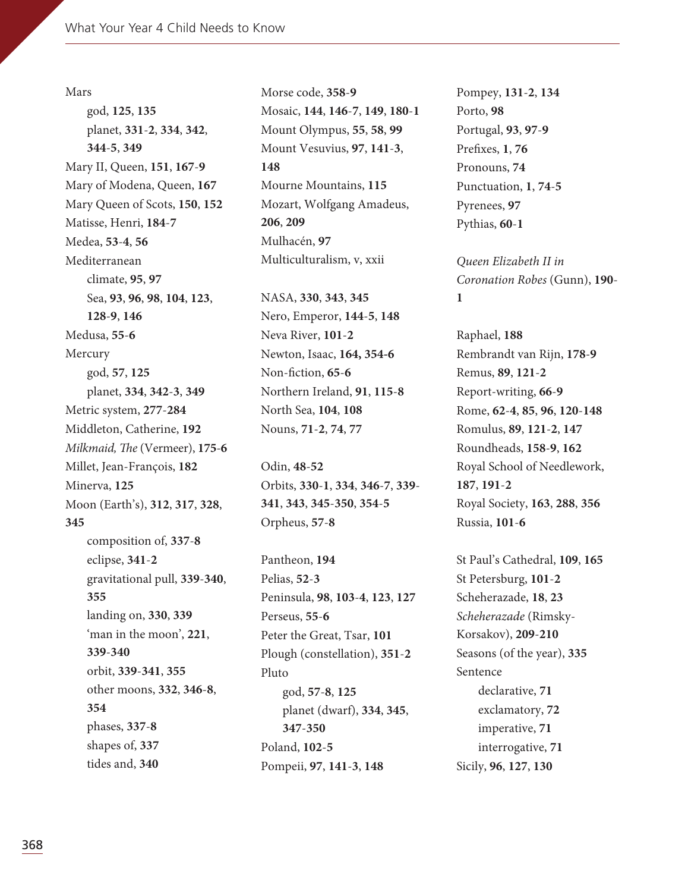Mars
- god, **125**, **135**
- planet, **331**-**2**, **334**, **342**, **344**-**5**, **349**

Mary II, Queen, **151**, **167**-**9**
Mary of Modena, Queen, **167**
Mary Queen of Scots, **150**, **152**
Matisse, Henri, **184**-**7**
Medea, **53**-**4**, **56**
Mediterranean
- climate, **95**, **97**
- Sea, **93**, **96**, **98**, **104**, **123**, **128**-**9**, **146**

Medusa, **55**-**6**
Mercury
- god, **57**, **125**
- planet, **334**, **342**-**3**, **349**

Metric system, **277**-**284**
Middleton, Catherine, **192**
*Milkmaid, The* (Vermeer), **175**-**6**
Millet, Jean-François, **182**
Minerva, **125**
Moon (Earth's), **312**, **317**, **328**, **345**
- composition of, **337**-**8**
- eclipse, **341**-**2**
- gravitational pull, **339**-**340**, **355**
- landing on, **330**, **339**
- 'man in the moon', **221**, **339**-**340**
- orbit, **339**-**341**, **355**
- other moons, **332**, **346**-**8**, **354**
- phases, **337**-**8**
- shapes of, **337**
- tides and, **340**

Morse code, **358**-**9**
Mosaic, **144**, **146**-**7**, **149**, **180**-**1**
Mount Olympus, **55**, **58**, **99**
Mount Vesuvius, **97**, **141**-**3**, **148**
Mourne Mountains, **115**
Mozart, Wolfgang Amadeus, **206**, **209**
Mulhacén, **97**
Multiculturalism, v, xxii

NASA, **330**, **343**, **345**
Nero, Emperor, **144**-**5**, **148**
Neva River, **101**-**2**
Newton, Isaac, **164, 354-6**
Non-fiction, **65**-**6**
Northern Ireland, **91**, **115**-**8**
North Sea, **104**, **108**
Nouns, **71**-**2**, **74**, **77**

Odin, **48**-**52**
Orbits, **330**-**1**, **334**, **346**-**7**, **339**-**341**, **343**, **345**-**350**, **354**-**5**
Orpheus, **57**-**8**

Pantheon, **194**
Pelias, **52**-**3**
Peninsula, **98**, **103**-**4**, **123**, **127**
Perseus, **55**-**6**
Peter the Great, Tsar, **101**
Plough (constellation), **351**-**2**
Pluto
- god, **57**-**8**, **125**
- planet (dwarf), **334**, **345**, **347**-**350**

Poland, **102**-**5**
Pompeii, **97**, **141**-**3**, **148**
Pompey, **131**-**2**, **134**
Porto, **98**
Portugal, **93**, **97**-**9**
Prefixes, **1**, **76**
Pronouns, **74**
Punctuation, **1**, **74**-**5**
Pyrenees, **97**
Pythias, **60**-**1**

*Queen Elizabeth II in Coronation Robes* (Gunn), **190**-**1**

Raphael, **188**
Rembrandt van Rijn, **178**-**9**
Remus, **89**, **121**-**2**
Report-writing, **66**-**9**
Rome, **62**-**4**, **85**, **96**, **120**-**148**
Romulus, **89**, **121**-**2**, **147**
Roundheads, **158**-**9**, **162**
Royal School of Needlework, **187**, **191**-**2**
Royal Society, **163**, **288**, **356**
Russia, **101**-**6**

St Paul's Cathedral, **109**, **165**
St Petersburg, **101**-**2**
Scheherazade, **18**, **23**
*Scheherazade* (Rimsky-Korsakov), **209**-**210**
Seasons (of the year), **335**
Sentence
- declarative, **71**
- exclamatory, **72**
- imperative, **71**
- interrogative, **71**

Sicily, **96**, **127**, **130**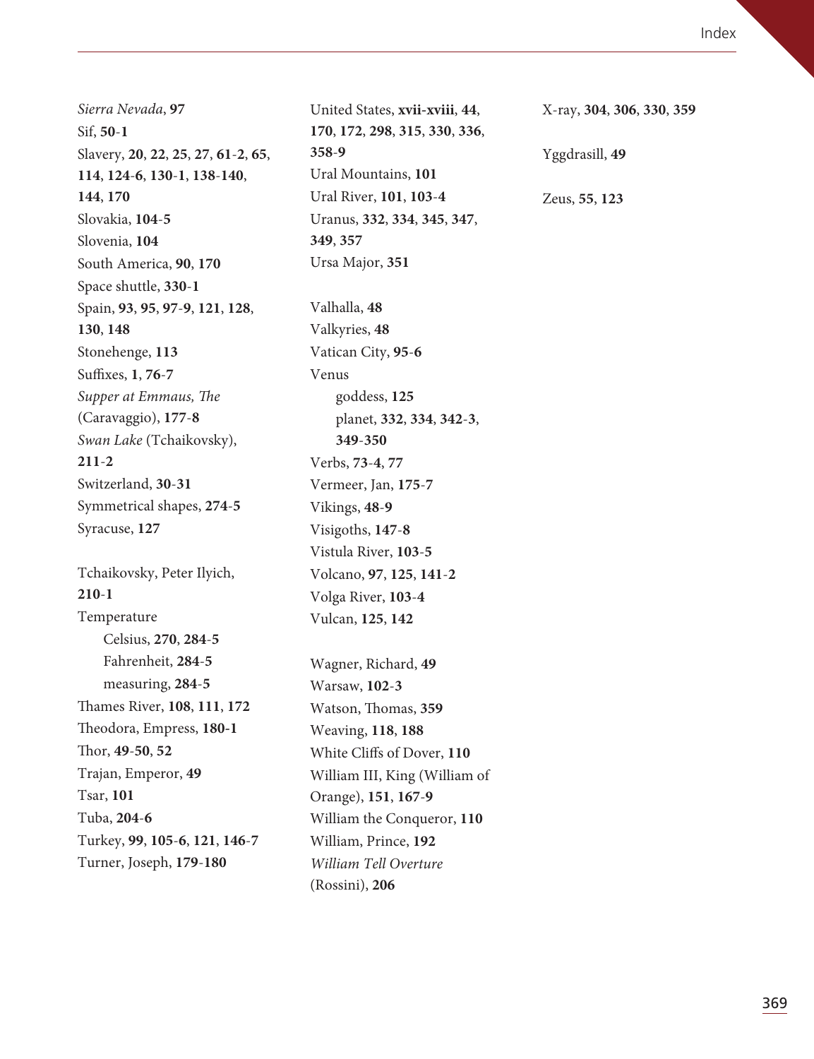*Sierra Nevada*, **97**
Sif, **50-1**
Slavery, **20**, **22**, **25**, **27**, **61-2**, **65**, **114**, **124-6**, **130-1**, **138-140**, **144**, **170**
Slovakia, **104-5**
Slovenia, **104**
South America, **90**, **170**
Space shuttle, **330-1**
Spain, **93**, **95**, **97-9**, **121**, **128**, **130**, **148**
Stonehenge, **113**
Suffixes, **1**, **76-7**
*Supper at Emmaus, The* (Caravaggio), **177-8**
*Swan Lake* (Tchaikovsky), **211-2**
Switzerland, **30-31**
Symmetrical shapes, **274-5**
Syracuse, **127**

Tchaikovsky, Peter Ilyich, **210-1**
Temperature
- Celsius, **270**, **284-5**
- Fahrenheit, **284-5**
- measuring, **284-5**

Thames River, **108**, **111**, **172**
Theodora, Empress, **180-1**
Thor, **49-50**, **52**
Trajan, Emperor, **49**
Tsar, **101**
Tuba, **204-6**
Turkey, **99**, **105-6**, **121**, **146-7**
Turner, Joseph, **179-180**

United States, **xvii-xviii**, **44**, **170**, **172**, **298**, **315**, **330**, **336**, **358-9**
Ural Mountains, **101**
Ural River, **101**, **103-4**
Uranus, **332**, **334**, **345**, **347**, **349**, **357**
Ursa Major, **351**

Valhalla, **48**
Valkyries, **48**
Vatican City, **95-6**
Venus
- goddess, **125**
- planet, **332**, **334**, **342-3**, **349-350**

Verbs, **73-4**, **77**
Vermeer, Jan, **175-7**
Vikings, **48-9**
Visigoths, **147-8**
Vistula River, **103-5**
Volcano, **97**, **125**, **141-2**
Volga River, **103-4**
Vulcan, **125**, **142**

Wagner, Richard, **49**
Warsaw, **102-3**
Watson, Thomas, **359**
Weaving, **118**, **188**
White Cliffs of Dover, **110**
William III, King (William of Orange), **151**, **167-9**
William the Conqueror, **110**
William, Prince, **192**
*William Tell Overture* (Rossini), **206**

X-ray, **304**, **306**, **330**, **359**

Yggdrasill, **49**

Zeus, **55**, **123**